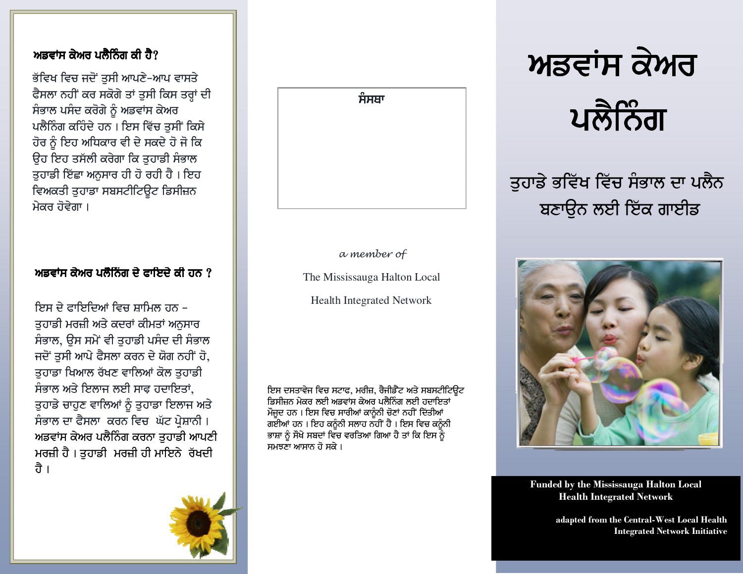## ਅਡਵਾਂਸ ਕੇਅਰ ਪਲੈਨਿੰਗ ਕੀ ਹੈ?

ਭੱਵਿਖ ਵਿਚ ਜਦੋਂ ਤੁਸੀ ਆਪਣੇ-ਆਪ ਵਾਸਤੇ ਫੈਸਲਾ ਨਹੀਂ ਕਰ ਸਕੋਗੇ ਤਾਂ ਤੁਸੀ ਕਿਸ ਤਰ੍ਹਾਂ ਦੀ ਸੰਭਾਲ ਪਸੰਦ ਕਰੋਗੇ ਨੂੰ ਅਡਵਾਂਸ ਕੇਅਰ ਪਲੈਨਿੰਗ ਕਹਿੰਦੇ ਹਨ । ਇਸ ਵਿੱਚ ਤੁਸੀਂ ਕਿਸੇ ਹੋਰ ਨੂੰ ਇਹ ਅਧਿਕਾਰ ਵੀ ਦੇ ਸਕਦੇ ਹੋ ਜੋ ਕਿ ਉਹ ਇਹ ਤਸੱਲੀ ਕਰੇਗਾ ਕਿ ਤੁਹਾਡੀ ਸੰਭਾਲ ਤੁਹਾਡੀ ਇੱਛਾ ਅਨੁਸਾਰ ਹੀ ਹੋ ਰਹੀ ਹੈ । ਇਹ ਵਿਅਕਤੀ ਤੁਹਾਡਾ ਸਬਸਟੀਟਿਊਟ ਡਿਸੀਜ਼ਨ ਮੇਕਰ ਹੋਵੇਗਾ ।

## ਅਡਵਾਂਸ ਕੇਅਰ ਪਲੈਨਿੰਗ ਦੇ ਫਾਂਇਦੇ ਕੀ ਹਨ ?

ਇਸ ਦੇ ਫਾਇਦਿਆਂ ਵਿਚ ਸ਼ਾਮਿਲ ਹਨ - ਤੁਹਾਡੀ ਮਰਜ਼ੀ ਅਤੇ ਕਦਰਾਂ ਕੀਮਤਾਂ ਅਨੁਸਾਰ ਸੰਭਾਲ, ਉਸ ਸਮੇਂ ਵੀ ਤੁਹਾਡੀ ਪਸੰਦ ਦੀ ਸੰਭਾਲ ਜਦੋਂ ਤੁਸੀ ਆਪੇ ਫੈਸਲਾ ਕਰਨ ਦੇ ਯੋਗ ਨਹੀਂ ਹੋ, ਤੁਹਾਡਾ ਖਿਆਲ ਰੱਖਣ ਵਾਲਿਆਂ ਕੋਲ ਤੁਹਾਡੀ ਸੰਭਾਲ ਅਤੇ ਇਲਾਜ ਲਈ ਸਾਫ ਹਦਾਇਤਾਂ, ਤੁਹਾਡੇ ਚਾਹੁਣ ਵਾਲਿਆਂ ਨੂੰ ਤੁਹਾਡਾ ਇਲਾਜ ਅਤੇ ਸੰਭਾਲ ਦਾ ਫੈਸਲਾ ਕਰਨ ਵਿਚ ਘੱਟ ਪ੍ਰੇਸ਼ਾਨੀ । ਅਡਵਾਂਸ ਕੇਅਰ ਪਲੈਨਿੰਗ ਕਰਨਾ ਤੁਹਾਡੀ ਆਪਣੀ ਮਰਜ਼ੀ ਹੈ । ਤੁਹਾਡੀ ਮਰਜ਼ੀ ਹੀ ਮਾਇਨੇ ਰੱਖਦੀ ਹੈ ।

**ਸੰਸਥਾ**

*a member of*

The Mississauga Halton Local Health Integrated Network

ਇਸ ਦਸਤਾਵੇਜ ਵਿਚ ਸਟਾਫ, ਮਰੀਜ਼, ਰੈਜੀਡੈਂਟ ਅਤੇ ਸਬਸਟੀਟਿਊਟ ਡਿਸੀਜ਼ਨ ਮੇਕਰ ਲਈ ਅਡਵਾਂਸ ਕੇਅਰ ਪਲੈਨਿੰਗ ਲਈ ਹਦਾਇਤਾਂ ਮੌਜੂਦ ਹਨ । ਇਸ ਵਿਚ ਸਾਰੀਆਂ ਕਾਨੂੰਨੀ ਚੋਣਾਂ ਨਹੀਂ ਦਿੱਤੀਆਂ ਗਈਆਂ ਹਨ । ਇਹ ਕਨੂੰਨੀ ਸਲਾਹ ਨਹੀਂ ਹੈ । ਇਸ ਵਿਚ ਕਨੂੰਨੀ ਭਾਸ਼ਾ ਨੂੰ ਸੌਖੇ ਸਬਦਾਂ ਵਿਚ ਵਰਤਿਆ ਗਿਆ ਹੈ ਤਾਂ ਕਿ ਇਸ ਨੂੰ ਸਮਝਣਾ ਆਸਾਨ ਹੋ ਸਕੇ ।

# ਅਡਵਾਂਸ ਕੇਅਰ ਪਲੈਨਿੰਗ

## ਤੁਹਾਡੇ ਭਵਿੱਖ ਵਿੱਚ ਸੰਭਾਲ ਦਾ ਪਲੈਨ ਬਣਾਉਨ ਲਈ ਇੱਕ ਗਾਈਡ

**Funded by the Mississauga Halton Local Health Integrated Network**

**adapted from the Central-West Local Health Integrated Network Initiative**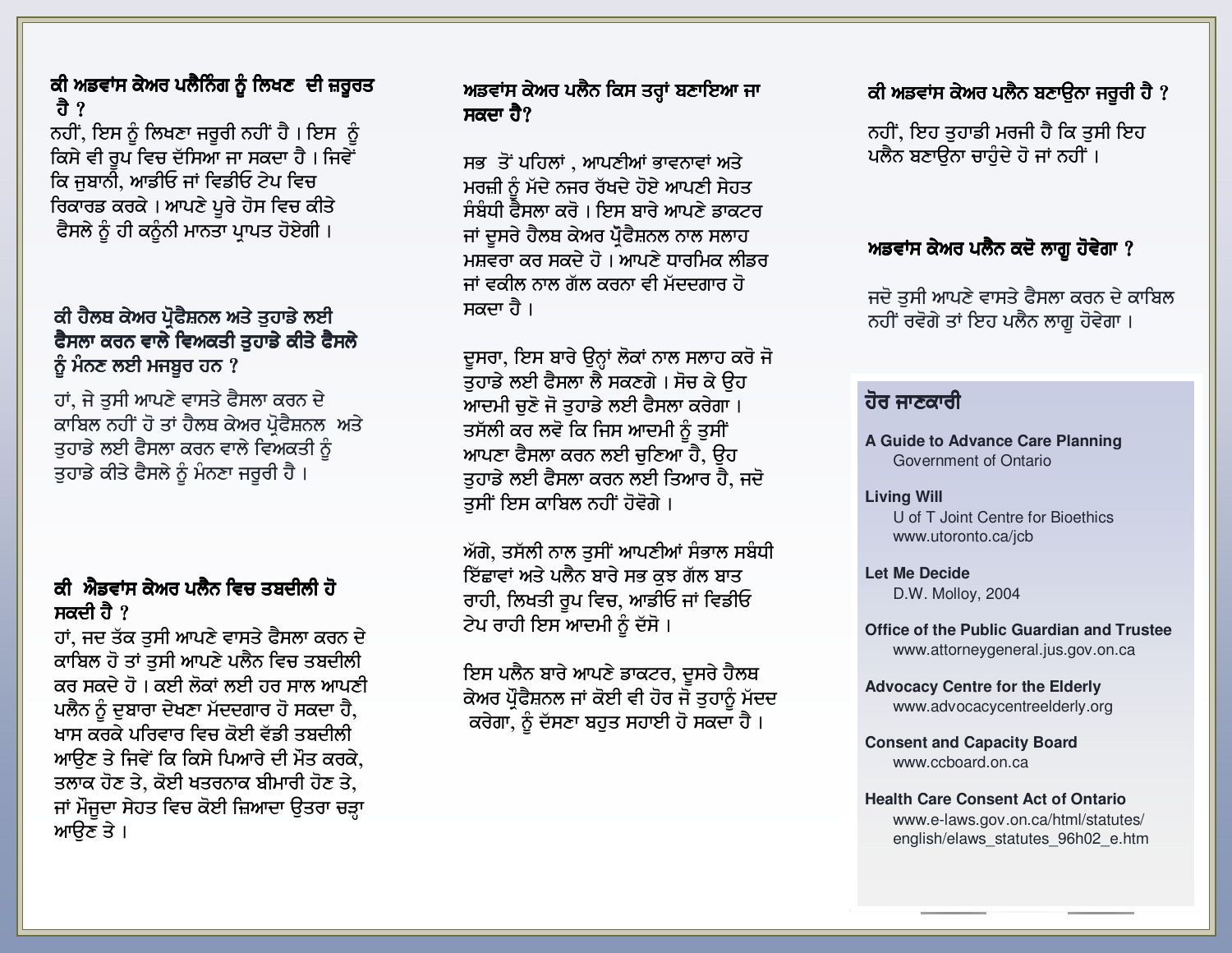### ਕੀ ਅਡਵਾਂਸ ਕੇਅਰ ਪਲੈਨਿੰਗ ਨੂੰ ਲਿਖਣ ਦੀ ਜ਼ਰੂਰਤ ਹੈ ?

ਨਹੀਂ, ਇਸ ਨੂੰ ਲਿਖਣਾ ਜਰੂਰੀ ਨਹੀਂ ਹੈ । ਇਸ ਨੂੰ ਕਿਸੇ ਵੀ ਰੂਪ ਵਿਚ ਦੱਸਿਆ ਜਾ ਸਕਦਾ ਹੈ । ਜਿਵੇਂ ਕਿ ਜੁਬਾਨੀ, ਆਡੀਓ ਜਾਂ ਵਿਡੀਓ ਟੇਪ ਵਿਚ ਰਿਕਾਰਡ ਕਰਕੇ । ਆਪਣੇ ਪੂਰੇ ਹੋਸ਼ ਵਿਚ ਕੀਤੇ ਫੈਸਲੇ ਨੂੰ ਹੀ ਕਨੂੰਨੀ ਮਾਨਤਾ ਪ੍ਰਾਪਤ ਹੋਏਗੀ ।

### ਕੀ ਹੈਲਥ ਕੇਅਰ ਪ੍ਰੋਫੈਸ਼ਨਲ ਅਤੇ ਤੁਹਾਡੇ ਲਈ ਫੈਸਲਾ ਕਰਨ ਵਾਲੇ ਵਿਅਕਤੀ ਤੁਹਾਡੇ ਕੀਤੇ ਫੈਸਲੇ ਨੂੰ ਮੰਨਣ ਲਈ ਮਜਬੂਰ ਹਨ ?

ਹਾਂ, ਜੇ ਤੁਸੀ ਆਪਣੇ ਵਾਸਤੇ ਫੈਸਲਾ ਕਰਨ ਦੇ ਕਾਬਿਲ ਨਹੀਂ ਹੋ ਤਾਂ ਹੈਲਥ ਕੇਅਰ ਪ੍ਰੋਫੈਸ਼ਨਲ ਅਤੇ ਤੁਹਾਡੇ ਲਈ ਫੈਸਲਾ ਕਰਨ ਵਾਲੇ ਵਿਅਕਤੀ ਨੂੰ ਤੁਹਾਡੇ ਕੀਤੇ ਫੈਸਲੇ ਨੂੰ ਮੰਨਣਾ ਜਰੂਰੀ ਹੈ ।

### ਕੀ ਐਡਵਾਂਸ ਕੇਅਰ ਪਲੈਨ ਵਿਚ ਤਬਦੀਲੀ ਹੋ ਸਕਦੀ ਹੈ ?

ਹਾਂ, ਜਦ ਤੱਕ ਤੁਸੀ ਆਪਣੇ ਵਾਸਤੇ ਫੈਸਲਾ ਕਰਨ ਦੇ ਕਾਬਿਲ ਹੋ ਤਾਂ ਤੁਸੀ ਆਪਣੇ ਪਲੈਨ ਵਿਚ ਤਬਦੀਲੀ ਕਰ ਸਕਦੇ ਹੋ । ਕਈ ਲੋਕਾਂ ਲਈ ਹਰ ਸਾਲ ਆਪਣੀ ਪਲੈਨ ਨੂੰ ਦੁਬਾਰਾ ਦੇਖਣਾ ਮੱਦਦਗਾਰ ਹੋ ਸਕਦਾ ਹੈ, ਖਾਸ ਕਰਕੇ ਪਰਿਵਾਰ ਵਿਚ ਕੋਈ ਵੱਡੀ ਤਬਦੀਲੀ ਆਉਣ ਤੇ ਜਿਵੇਂ ਕਿ ਕਿਸੇ ਪਿਆਰੇ ਦੀ ਮੌਤ ਕਰਕੇ, ਤਲਾਕ ਹੋਣ ਤੇ, ਕੋਈ ਖਤਰਨਾਕ ਬੀਮਾਰੀ ਹੋਣ ਤੇ, ਜਾਂ ਮੌਜੂਦਾ ਸੇਹਤ ਵਿਚ ਕੋਈ ਜ਼ਿਆਦਾ ਉਤਰਾ ਚੜ੍ਹਾ ਆਉਣ ਤੇ ।

### ਅਡਵਾਂਸ ਕੇਅਰ ਪਲੈਨ ਕਿਸ ਤਰ੍ਹਾਂ ਬਣਾਇਆ ਜਾ ਸਕਦਾ ਹੈ?

ਸਭ ਤੋਂ ਪਹਿਲਾਂ , ਆਪਣੀਆਂ ਭਾਵਨਾਵਾਂ ਅਤੇ ਮਰਜ਼ੀ ਨੂੰ ਮੱਦੇ ਨਜਰ ਰੱਖਦੇ ਹੋਏ ਆਪਣੀ ਸੇਹਤ ਸੰਬੰਧੀ ਫੈਸਲਾ ਕਰੋ । ਇਸ ਬਾਰੇ ਆਪਣੇ ਡਾਕਟਰ ਜਾਂ ਦੂਸਰੇ ਹੈਲਥ ਕੇਅਰ ਪ੍ਰੋਫੈਸ਼ਨਲ ਨਾਲ ਸਲਾਹ ਮਸ਼ਵਰਾ ਕਰ ਸਕਦੇ ਹੋ । ਆਪਣੇ ਧਾਰਮਿਕ ਲੀਡਰ ਜਾਂ ਵਕੀਲ ਨਾਲ ਗੱਲ ਕਰਨਾ ਵੀ ਮੱਦਦਗਾਰ ਹੋ ਸਕਦਾ ਹੈ ।

ਦੂਸਰਾ, ਇਸ ਬਾਰੇ ਉਨ੍ਹਾਂ ਲੋਕਾਂ ਨਾਲ ਸਲਾਹ ਕਰੋ ਜੋ ਤੁਹਾਡੇ ਲਈ ਫੈਸਲਾ ਲੈ ਸਕਣਗੇ । ਸੋਚ ਕੇ ਉਹ ਆਦਮੀ ਚੁਣੋ ਜੋ ਤੁਹਾਡੇ ਲਈ ਫੈਸਲਾ ਕਰੇਗਾ । ਤਸੱਲੀ ਕਰ ਲਵੋ ਕਿ ਜਿਸ ਆਦਮੀ ਨੂੰ ਤੁਸੀਂ ਆਪਣਾ ਫੈਸਲਾ ਕਰਨ ਲਈ ਚੁਣਿਆ ਹੈ, ਉਹ ਤੁਹਾਡੇ ਲਈ ਫੈਸਲਾ ਕਰਨ ਲਈ ਤਿਆਰ ਹੈ, ਜਦੋ ਤੁਸੀਂ ਇਸ ਕਾਬਿਲ ਨਹੀਂ ਹੋਵੋਗੇ ।

ਅੱਗੇ, ਤਸੱਲੀ ਨਾਲ ਤੁਸੀਂ ਆਪਣੀਆਂ ਸੰਭਾਲ ਸਬੰਧੀ ਇੱਛਾਵਾਂ ਅਤੇ ਪਲੈਨ ਬਾਰੇ ਸਭ ਕੁਝ ਗੱਲ ਬਾਤ ਰਾਹੀ, ਲਿਖਤੀ ਰੂਪ ਵਿਚ, ਆਡੀਓ ਜਾਂ ਵਿਡੀਓ ਟੇਪ ਰਾਹੀ ਇਸ ਆਦਮੀ ਨੂੰ ਦੱਸੋ ।

ਇਸ ਪਲੈਨ ਬਾਰੇ ਆਪਣੇ ਡਾਕਟਰ, ਦੂਸਰੇ ਹੈਲਥ ਕੇਅਰ ਪ੍ਰੋਫੈਸ਼ਨਲ ਜਾਂ ਕੋਈ ਵੀ ਹੋਰ ਜੋ ਤੁਹਾਨੂੰ ਮੱਦਦ ਕਰੇਗਾ, ਨੂੰ ਦੱਸਣਾ ਬਹੁਤ ਸਹਾਈ ਹੋ ਸਕਦਾ ਹੈ ।

### ਕੀ ਅਡਵਾਂਸ ਕੇਅਰ ਪਲੈਨ ਬਣਾਉਣਾ ਜਰੂਰੀ ਹੈ ?

ਨਹੀਂ, ਇਹ ਤੁਹਾਡੀ ਮਰਜੀ ਹੈ ਕਿ ਤੁਸੀ ਇਹ ਪਲੈਨ ਬਣਾਉਣਾ ਚਾਹੁੰਦੇ ਹੋ ਜਾਂ ਨਹੀਂ ।

### ਅਡਵਾਂਸ ਕੇਅਰ ਪਲੈਨ ਕਦੋ ਲਾਗੂ ਹੋਵੇਗਾ ?

ਜਦੋ ਤੁਸੀ ਆਪਣੇ ਵਾਸਤੇ ਫੈਸਲਾ ਕਰਨ ਦੇ ਕਾਬਿਲ ਨਹੀਂ ਰਵੋਂਗੇ ਤਾਂ ਇਹ ਪਲੈਨ ਲਾਗੂ ਹੋਵੇਗਾ ।

### ਹੋਰ ਜਾਣਕਾਰੀ

**A Guide to Advance Care Planning**
Government of Ontario

**Living Will**
U of T Joint Centre for Bioethics
www.utoronto.ca/jcb

**Let Me Decide**
D.W. Molloy, 2004

**Office of the Public Guardian and Trustee**
www.attorneygeneral.jus.gov.on.ca

**Advocacy Centre for the Elderly**
www.advocacycentreelderly.org

**Consent and Capacity Board**
www.ccboard.on.ca

**Health Care Consent Act of Ontario**
www.e-laws.gov.on.ca/html/statutes/english/elaws_statutes_96h02_e.htm